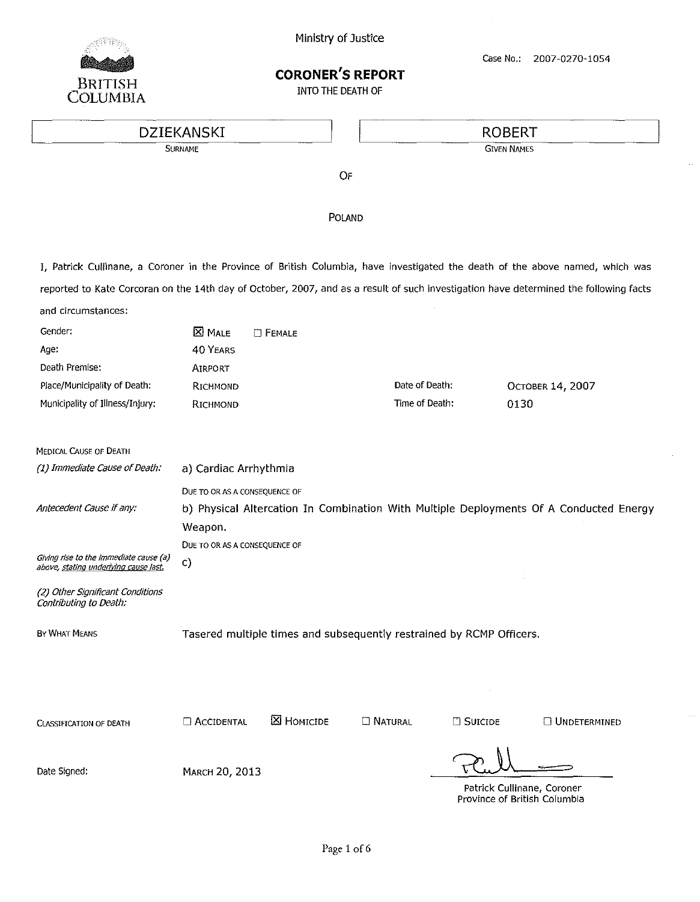BRITISH COLUMBIA

Ministry of Justice

# CORONER'S REPORT

INTO THE DEATH OF

Case No.: 2007-0270-1054

| DZIEKANSKI | ROBERT |
|---|---|
| SURNAME | GIVEN NAMES |

OF

POLAND

I, Patrick Cullinane, a Coroner in the Province of British Columbia, have investigated the death of the above named, which was reported to Kate Corcoran on the 14th day of October, 2007, and as a result of such investigation have determined the following facts and circumstances:

| | | | |
|---|---|---|---|
| Gender: | ☒ MALE ☐ FEMALE | | |
| Age: | 40 YEARS | | |
| Death Premise: | AIRPORT | | |
| Place/Municipality of Death: | RICHMOND | Date of Death: | OCTOBER 14, 2007 |
| Municipality of Illness/Injury: | RICHMOND | Time of Death: | 0130 |

MEDICAL CAUSE OF DEATH

*(1) Immediate Cause of Death:* a) Cardiac Arrhythmia

DUE TO OR AS A CONSEQUENCE OF

*Antecedent Cause if any:* b) Physical Altercation In Combination With Multiple Deployments Of A Conducted Energy Weapon.

DUE TO OR AS A CONSEQUENCE OF

*Giving rise to the immediate cause (a) above, stating underlying cause last.* c)

*(2) Other Significant Conditions Contributing to Death:*

BY WHAT MEANS: Tasered multiple times and subsequently restrained by RCMP Officers.

CLASSIFICATION OF DEATH: ☐ ACCIDENTAL ☒ HOMICIDE ☐ NATURAL ☐ SUICIDE ☐ UNDETERMINED

Date Signed: MARCH 20, 2013

Patrick Cullinane, Coroner
Province of British Columbia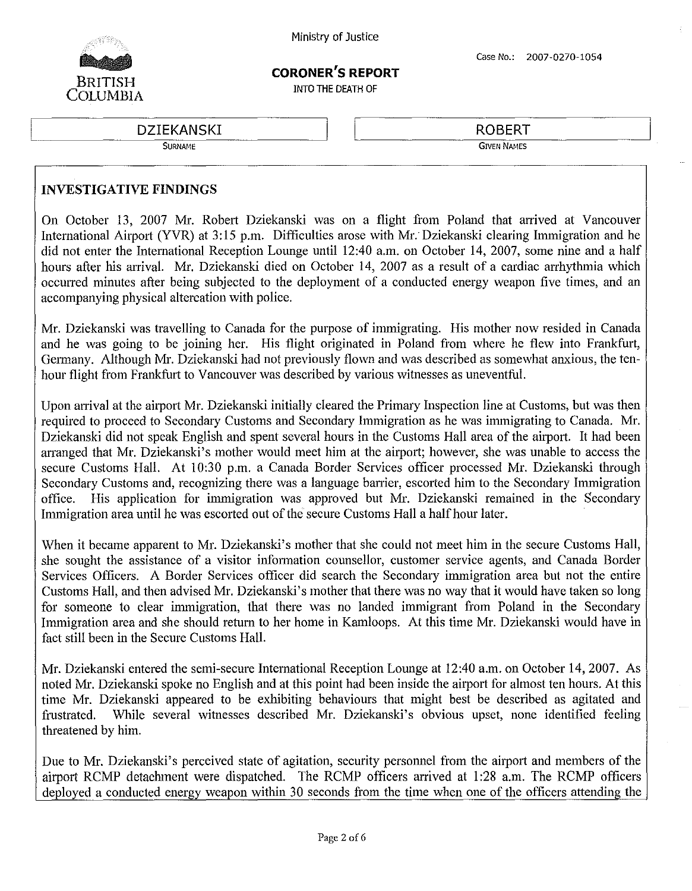Ministry of Justice

Case No.: 2007-0270-1054

BRITISH COLUMBIA

## CORONER'S REPORT

INTO THE DEATH OF

| DZIEKANSKI | ROBERT |
| --- | --- |
| SURNAME | GIVEN NAMES |

### INVESTIGATIVE FINDINGS

On October 13, 2007 Mr. Robert Dziekanski was on a flight from Poland that arrived at Vancouver International Airport (YVR) at 3:15 p.m. Difficulties arose with Mr. Dziekanski clearing Immigration and he did not enter the International Reception Lounge until 12:40 a.m. on October 14, 2007, some nine and a half hours after his arrival. Mr. Dziekanski died on October 14, 2007 as a result of a cardiac arrhythmia which occurred minutes after being subjected to the deployment of a conducted energy weapon five times, and an accompanying physical altercation with police.

Mr. Dziekanski was travelling to Canada for the purpose of immigrating. His mother now resided in Canada and he was going to be joining her. His flight originated in Poland from where he flew into Frankfurt, Germany. Although Mr. Dziekanski had not previously flown and was described as somewhat anxious, the ten-hour flight from Frankfurt to Vancouver was described by various witnesses as uneventful.

Upon arrival at the airport Mr. Dziekanski initially cleared the Primary Inspection line at Customs, but was then required to proceed to Secondary Customs and Secondary Immigration as he was immigrating to Canada. Mr. Dziekanski did not speak English and spent several hours in the Customs Hall area of the airport. It had been arranged that Mr. Dziekanski's mother would meet him at the airport; however, she was unable to access the secure Customs Hall. At 10:30 p.m. a Canada Border Services officer processed Mr. Dziekanski through Secondary Customs and, recognizing there was a language barrier, escorted him to the Secondary Immigration office. His application for immigration was approved but Mr. Dziekanski remained in the Secondary Immigration area until he was escorted out of the secure Customs Hall a half hour later.

When it became apparent to Mr. Dziekanski's mother that she could not meet him in the secure Customs Hall, she sought the assistance of a visitor information counsellor, customer service agents, and Canada Border Services Officers. A Border Services officer did search the Secondary immigration area but not the entire Customs Hall, and then advised Mr. Dziekanski's mother that there was no way that it would have taken so long for someone to clear immigration, that there was no landed immigrant from Poland in the Secondary Immigration area and she should return to her home in Kamloops. At this time Mr. Dziekanski would have in fact still been in the Secure Customs Hall.

Mr. Dziekanski entered the semi-secure International Reception Lounge at 12:40 a.m. on October 14, 2007. As noted Mr. Dziekanski spoke no English and at this point had been inside the airport for almost ten hours. At this time Mr. Dziekanski appeared to be exhibiting behaviours that might best be described as agitated and frustrated. While several witnesses described Mr. Dziekanski's obvious upset, none identified feeling threatened by him.

Due to Mr. Dziekanski's perceived state of agitation, security personnel from the airport and members of the airport RCMP detachment were dispatched. The RCMP officers arrived at 1:28 a.m. The RCMP officers deployed a conducted energy weapon within 30 seconds from the time when one of the officers attending the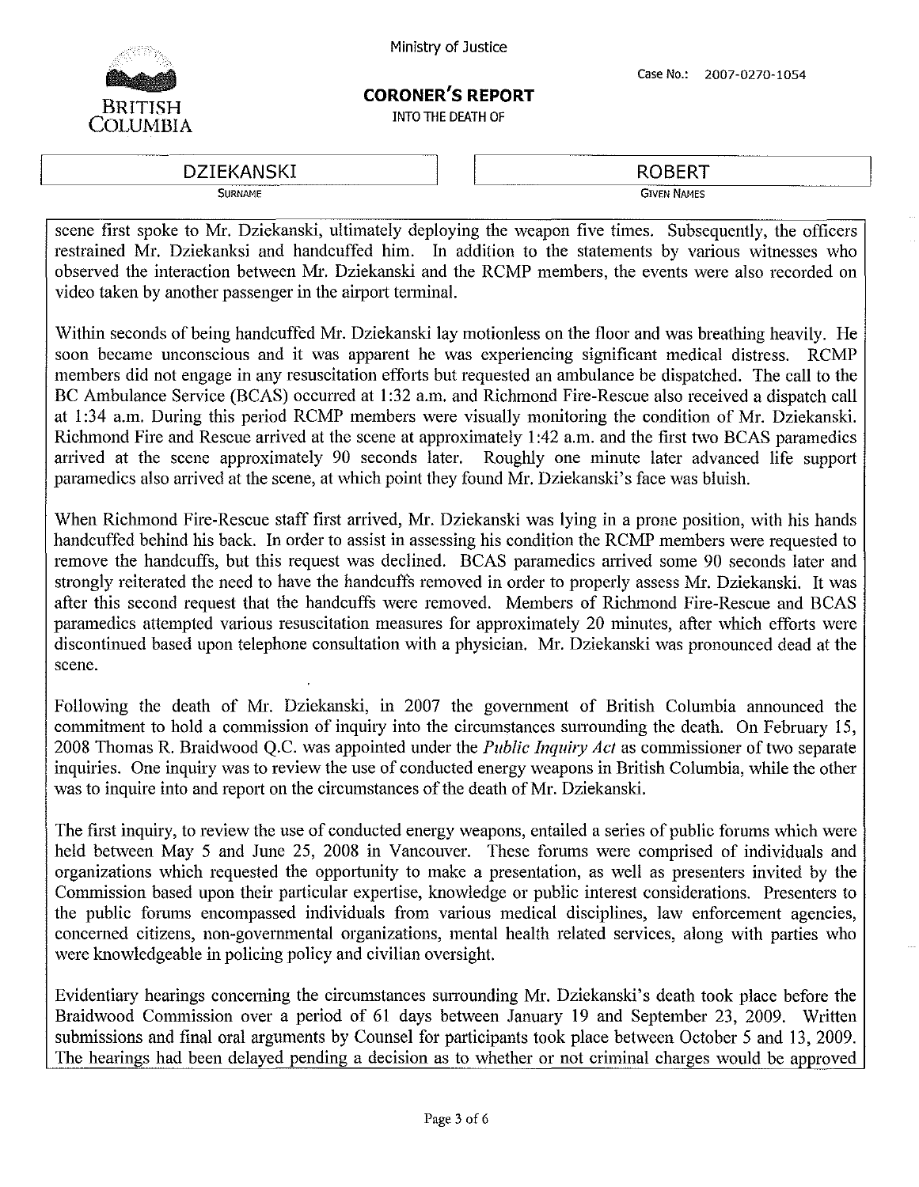scene first spoke to Mr. Dziekanski, ultimately deploying the weapon five times. Subsequently, the officers restrained Mr. Dziekanksi and handcuffed him. In addition to the statements by various witnesses who observed the interaction between Mr. Dziekanski and the RCMP members, the events were also recorded on video taken by another passenger in the airport terminal.

Within seconds of being handcuffed Mr. Dziekanski lay motionless on the floor and was breathing heavily. He soon became unconscious and it was apparent he was experiencing significant medical distress. RCMP members did not engage in any resuscitation efforts but requested an ambulance be dispatched. The call to the BC Ambulance Service (BCAS) occurred at 1:32 a.m. and Richmond Fire-Rescue also received a dispatch call at 1:34 a.m. During this period RCMP members were visually monitoring the condition of Mr. Dziekanski. Richmond Fire and Rescue arrived at the scene at approximately 1:42 a.m. and the first two BCAS paramedics arrived at the scene approximately 90 seconds later. Roughly one minute later advanced life support paramedics also arrived at the scene, at which point they found Mr. Dziekanski's face was bluish.

When Richmond Fire-Rescue staff first arrived, Mr. Dziekanski was lying in a prone position, with his hands handcuffed behind his back. In order to assist in assessing his condition the RCMP members were requested to remove the handcuffs, but this request was declined. BCAS paramedics arrived some 90 seconds later and strongly reiterated the need to have the handcuffs removed in order to properly assess Mr. Dziekanski. It was after this second request that the handcuffs were removed. Members of Richmond Fire-Rescue and BCAS paramedics attempted various resuscitation measures for approximately 20 minutes, after which efforts were discontinued based upon telephone consultation with a physician. Mr. Dziekanski was pronounced dead at the scene.

Following the death of Mr. Dziekanski, in 2007 the government of British Columbia announced the commitment to hold a commission of inquiry into the circumstances surrounding the death. On February 15, 2008 Thomas R. Braidwood Q.C. was appointed under the *Public Inquiry Act* as commissioner of two separate inquiries. One inquiry was to review the use of conducted energy weapons in British Columbia, while the other was to inquire into and report on the circumstances of the death of Mr. Dziekanski.

The first inquiry, to review the use of conducted energy weapons, entailed a series of public forums which were held between May 5 and June 25, 2008 in Vancouver. These forums were comprised of individuals and organizations which requested the opportunity to make a presentation, as well as presenters invited by the Commission based upon their particular expertise, knowledge or public interest considerations. Presenters to the public forums encompassed individuals from various medical disciplines, law enforcement agencies, concerned citizens, non-governmental organizations, mental health related services, along with parties who were knowledgeable in policing policy and civilian oversight.

Evidentiary hearings concerning the circumstances surrounding Mr. Dziekanski's death took place before the Braidwood Commission over a period of 61 days between January 19 and September 23, 2009. Written submissions and final oral arguments by Counsel for participants took place between October 5 and 13, 2009. The hearings had been delayed pending a decision as to whether or not criminal charges would be approved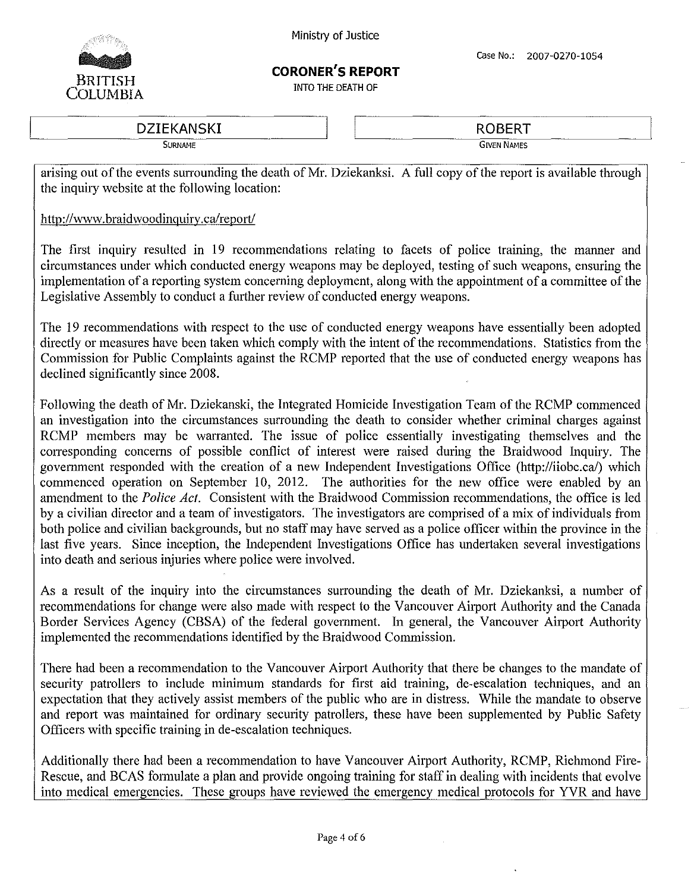Ministry of Justice

Case No.: 2007-0270-1054

**CORONER'S REPORT**

INTO THE DEATH OF

| DZIEKANSKI | ROBERT |
|---|---|
| SURNAME | GIVEN NAMES |

arising out of the events surrounding the death of Mr. Dziekanksi. A full copy of the report is available through the inquiry website at the following location:

http://www.braidwoodinquiry.ca/report/

The first inquiry resulted in 19 recommendations relating to facets of police training, the manner and circumstances under which conducted energy weapons may be deployed, testing of such weapons, ensuring the implementation of a reporting system concerning deployment, along with the appointment of a committee of the Legislative Assembly to conduct a further review of conducted energy weapons.

The 19 recommendations with respect to the use of conducted energy weapons have essentially been adopted directly or measures have been taken which comply with the intent of the recommendations. Statistics from the Commission for Public Complaints against the RCMP reported that the use of conducted energy weapons has declined significantly since 2008.

Following the death of Mr. Dziekanski, the Integrated Homicide Investigation Team of the RCMP commenced an investigation into the circumstances surrounding the death to consider whether criminal charges against RCMP members may be warranted. The issue of police essentially investigating themselves and the corresponding concerns of possible conflict of interest were raised during the Braidwood Inquiry. The government responded with the creation of a new Independent Investigations Office (http://iiobc.ca/) which commenced operation on September 10, 2012. The authorities for the new office were enabled by an amendment to the *Police Act*. Consistent with the Braidwood Commission recommendations, the office is led by a civilian director and a team of investigators. The investigators are comprised of a mix of individuals from both police and civilian backgrounds, but no staff may have served as a police officer within the province in the last five years. Since inception, the Independent Investigations Office has undertaken several investigations into death and serious injuries where police were involved.

As a result of the inquiry into the circumstances surrounding the death of Mr. Dziekanksi, a number of recommendations for change were also made with respect to the Vancouver Airport Authority and the Canada Border Services Agency (CBSA) of the federal government. In general, the Vancouver Airport Authority implemented the recommendations identified by the Braidwood Commission.

There had been a recommendation to the Vancouver Airport Authority that there be changes to the mandate of security patrollers to include minimum standards for first aid training, de-escalation techniques, and an expectation that they actively assist members of the public who are in distress. While the mandate to observe and report was maintained for ordinary security patrollers, these have been supplemented by Public Safety Officers with specific training in de-escalation techniques.

Additionally there had been a recommendation to have Vancouver Airport Authority, RCMP, Richmond Fire-Rescue, and BCAS formulate a plan and provide ongoing training for staff in dealing with incidents that evolve into medical emergencies. These groups have reviewed the emergency medical protocols for YVR and have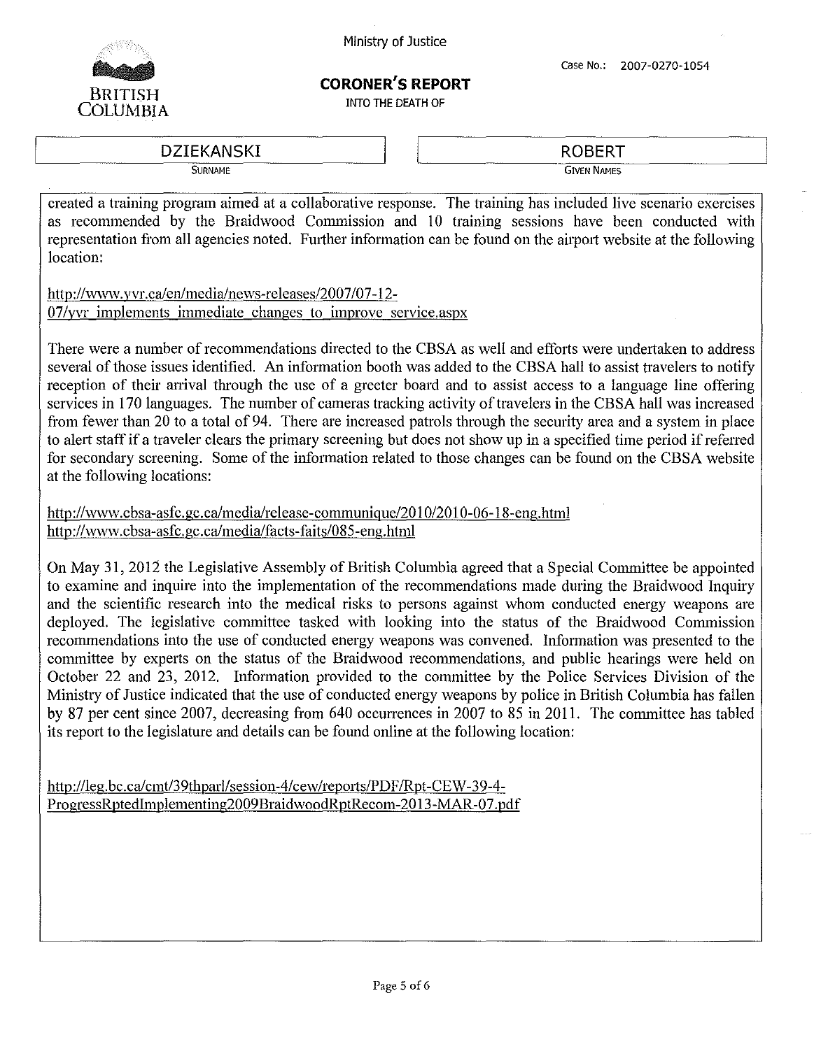created a training program aimed at a collaborative response. The training has included live scenario exercises as recommended by the Braidwood Commission and 10 training sessions have been conducted with representation from all agencies noted. Further information can be found on the airport website at the following location:

http://www.yvr.ca/en/media/news-releases/2007/07-12-07/yvr_implements_immediate_changes_to_improve_service.aspx

There were a number of recommendations directed to the CBSA as well and efforts were undertaken to address several of those issues identified. An information booth was added to the CBSA hall to assist travelers to notify reception of their arrival through the use of a greeter board and to assist access to a language line offering services in 170 languages. The number of cameras tracking activity of travelers in the CBSA hall was increased from fewer than 20 to a total of 94. There are increased patrols through the security area and a system in place to alert staff if a traveler clears the primary screening but does not show up in a specified time period if referred for secondary screening. Some of the information related to those changes can be found on the CBSA website at the following locations:

http://www.cbsa-asfc.gc.ca/media/release-communique/2010/2010-06-18-eng.html
http://www.cbsa-asfc.gc.ca/media/facts-faits/085-eng.html

On May 31, 2012 the Legislative Assembly of British Columbia agreed that a Special Committee be appointed to examine and inquire into the implementation of the recommendations made during the Braidwood Inquiry and the scientific research into the medical risks to persons against whom conducted energy weapons are deployed. The legislative committee tasked with looking into the status of the Braidwood Commission recommendations into the use of conducted energy weapons was convened. Information was presented to the committee by experts on the status of the Braidwood recommendations, and public hearings were held on October 22 and 23, 2012. Information provided to the committee by the Police Services Division of the Ministry of Justice indicated that the use of conducted energy weapons by police in British Columbia has fallen by 87 per cent since 2007, decreasing from 640 occurrences in 2007 to 85 in 2011. The committee has tabled its report to the legislature and details can be found online at the following location:

http://leg.bc.ca/cmt/39thparl/session-4/cew/reports/PDF/Rpt-CEW-39-4-ProgressRptedImplementing2009BraidwoodRptRecom-2013-MAR-07.pdf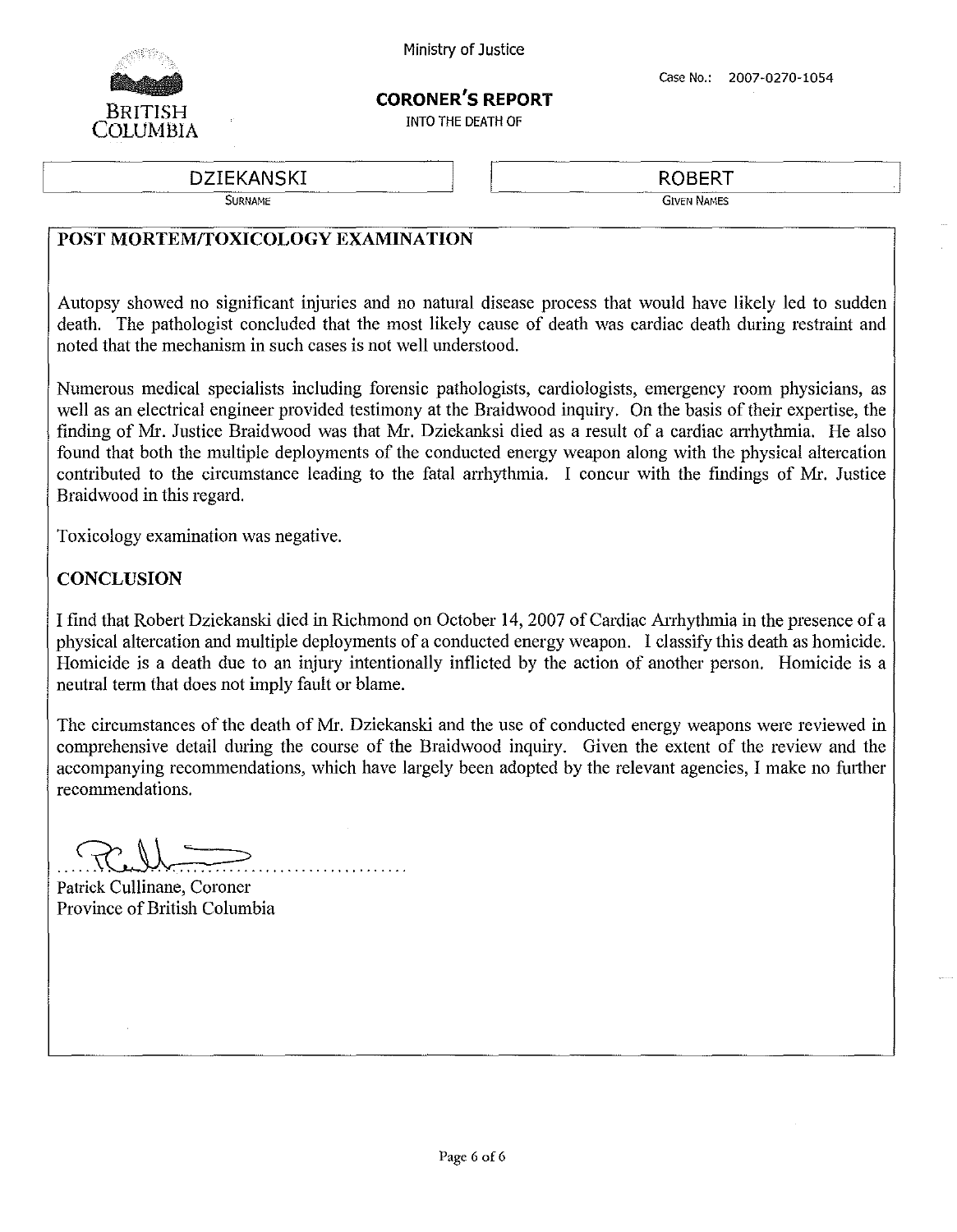Ministry of Justice

BRITISH COLUMBIA

Case No.: 2007-0270-1054

**CORONER'S REPORT**

INTO THE DEATH OF

| DZIEKANSKI | ROBERT |
| --- | --- |
| SURNAME | GIVEN NAMES |

## POST MORTEM/TOXICOLOGY EXAMINATION

Autopsy showed no significant injuries and no natural disease process that would have likely led to sudden death. The pathologist concluded that the most likely cause of death was cardiac death during restraint and noted that the mechanism in such cases is not well understood.

Numerous medical specialists including forensic pathologists, cardiologists, emergency room physicians, as well as an electrical engineer provided testimony at the Braidwood inquiry. On the basis of their expertise, the finding of Mr. Justice Braidwood was that Mr. Dziekanksi died as a result of a cardiac arrhythmia. He also found that both the multiple deployments of the conducted energy weapon along with the physical altercation contributed to the circumstance leading to the fatal arrhythmia. I concur with the findings of Mr. Justice Braidwood in this regard.

Toxicology examination was negative.

## CONCLUSION

I find that Robert Dziekanski died in Richmond on October 14, 2007 of Cardiac Arrhythmia in the presence of a physical altercation and multiple deployments of a conducted energy weapon. I classify this death as homicide. Homicide is a death due to an injury intentionally inflicted by the action of another person. Homicide is a neutral term that does not imply fault or blame.

The circumstances of the death of Mr. Dziekanski and the use of conducted energy weapons were reviewed in comprehensive detail during the course of the Braidwood inquiry. Given the extent of the review and the accompanying recommendations, which have largely been adopted by the relevant agencies, I make no further recommendations.

Patrick Cullinane, Coroner
Province of British Columbia